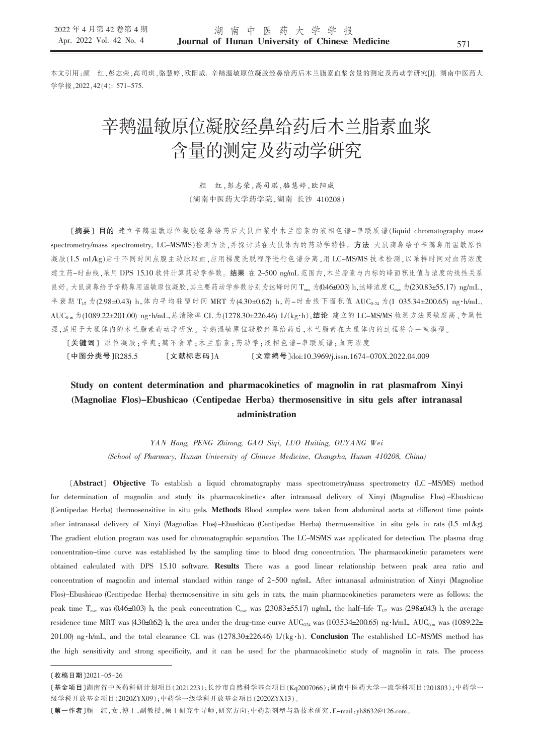本文引用：颜　红，彭志荣，高司琪，骆慧婷，欧阳威. 辛鹅温敏原位凝胶经鼻给药后木兰脂素血浆含量的测定及药动学研究[J]. 湖南中医药大学学报，2022，42(4)：571-575.

# 辛鹅温敏原位凝胶经鼻给药后木兰脂素血浆含量的测定及药动学研究

颜　红，彭志荣，高司琪，骆慧婷，欧阳威

（湖南中医药大学药学院，湖南 长沙 410208）

〔**摘要**〕**目的** 建立辛鹅温敏原位凝胶经鼻给药后大鼠血浆中木兰脂素的液相色谱-串联质谱(liquid chromatography mass spectrometry/mass spectrometry, LC-MS/MS)检测方法，并探讨其在大鼠体内的药动学特性。**方法** 大鼠滴鼻给予辛鹅鼻用温敏原位凝胶(1.5 mL/kg)后于不同时间点腹主动脉取血，应用梯度洗脱程序进行色谱分离，用 LC-MS/MS 技术检测，以采样时间对血药浓度建立药-时曲线，采用 DPS 15.10 软件计算药动学参数。**结果** 在 2~500 ng/mL 范围内，木兰脂素与内标的峰面积比值与浓度的线性关系良好。大鼠滴鼻给予辛鹅鼻用温敏原位凝胶，其主要药动学参数分别为达峰时间 $T_{max}$ 为(0.46±0.03) h，达峰浓度 $C_{max}$ 为(230.83±55.17) ng/mL，半衰期 $T_{1/2}$ 为(2.98±0.43) h，体内平均驻留时间 MRT 为(4.30±0.62) h，药-时曲线下面积值 $AUC_{0-24}$ 为(1 035.34±200.65) ng·h/mL、$AUC_{0-\infty}$ 为(1089.22±201.00) ng·h/mL，总清除率 CL 为(1278.30±226.46) L/(kg·h)。**结论** 建立的 LC-MS/MS 检测方法灵敏度高、专属性强，适用于大鼠体内的木兰脂素药动学研究。辛鹅温敏原位凝胶经鼻给药后，木兰脂素在大鼠体内的过程符合一室模型。

〔**关键词**〕原位凝胶；辛夷；鹅不食草；木兰脂素；药动学；液相色谱-串联质谱；血药浓度

〔**中图分类号**〕R285.5　　〔**文献标志码**〕A　　〔**文章编号**〕doi:10.3969/j.issn.1674-070X.2022.04.009

## Study on content determination and pharmacokinetics of magnolin in rat plasmafrom Xinyi (Magnoliae Flos)-Ebushicao (Centipedae Herba) thermosensitive in situ gels after intranasal administration

*YAN Hong, PENG Zhirong, GAO Siqi, LUO Huiting, OUYANG Wei*

*(School of Pharmacy, Hunan University of Chinese Medicine, Changsha, Hunan 410208, China)*

〔**Abstract**〕 **Objective** To establish a liquid chromatography mass spectrometry/mass spectrometry (LC-MS/MS) method for determination of magnolin and study its pharmacokinetics after intranasal delivery of Xinyi (Magnoliae Flos)-Ebushicao (Centipedae Herba) thermosensitive in situ gels. **Methods** Blood samples were taken from abdominal aorta at different time points after intranasal delivery of Xinyi (Magnoliae Flos)-Ebushicao (Centipedae Herba) thermosensitive in situ gels in rats (1.5 mL/kg). The gradient elution program was used for chromatographic separation. The LC-MS/MS was applicated for detection. The plasma drug concentration-time curve was established by the sampling time to blood drug concentration. The pharmacokinetic parameters were obtained calculated with DPS 15.10 software. **Results** There was a good linear relationship between peak area ratio and concentration of magnolin and internal standard within range of 2~500 ng/mL. After intranasal administration of Xinyi (Magnoliae Flos)-Ebushicao (Centipedae Herba) thermosensitive in situ gels in rats, the main pharmacokinetics parameters were as follows: the peak time $T_{max}$ was (0.46±0.03) h, the peak concentration $C_{max}$ was (230.83±55.17) ng/mL, the half-life $T_{1/2}$ was (2.98±0.43) h, the average residence time MRT was (4.30±0.62) h, the area under the drug-time curve $AUC_{0-24}$ was (1035.34±200.65) ng·h/mL, $AUC_{0-\infty}$ was (1089.22±201.00) ng·h/mL, and the total clearance CL was (1278.30±226.46) L/(kg·h). **Conclusion** The established LC-MS/MS method has the high sensitivity and strong specificity, and it can be used for the pharmacokinetic study of magnolin in rats. The process

---

〔收稿日期〕2021-05-26

〔基金项目〕湖南省中医药科研计划项目(2021223)；长沙市自然科学基金项目(Kq2007066)；湖南中医药大学一流学科项目(201803)；中药学一级学科开放基金项目(2020ZYX09)；中药学一级学科开放基金项目(2020ZYX13)。

〔第一作者〕颜　红，女，博士，副教授，硕士研究生导师，研究方向：中药新剂型与新技术研究，E-mail：yh8632@126.com。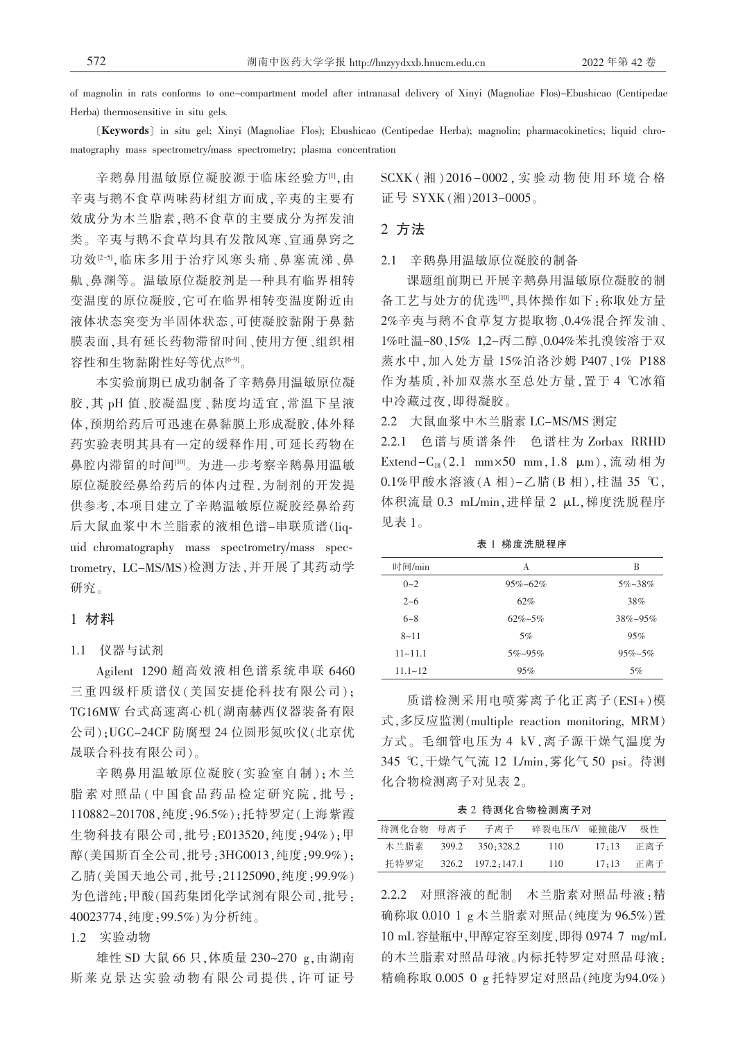of magnolin in rats conforms to one-compartment model after intranasal delivery of Xinyi (Magnoliae Flos)-Ebushicao (Centipedae Herba) thermosensitive in situ gels.

〔**Keywords**〕 in situ gel; Xinyi (Magnoliae Flos); Ebushicao (Centipedae Herba); magnolin; pharmacokinetics; liquid chromatography mass spectrometry/mass spectrometry; plasma concentration

辛鹅鼻用温敏原位凝胶源于临床经验方[1]，由辛夷与鹅不食草两味药材组方而成，辛夷的主要有效成分为木兰脂素，鹅不食草的主要成分为挥发油类。辛夷与鹅不食草均具有发散风寒、宣通鼻窍之功效[2-5]，临床多用于治疗风寒头痛、鼻塞流涕、鼻鼽、鼻渊等。温敏原位凝胶剂是一种具有临界相转变温度的原位凝胶，它可在临界相转变温度附近由液体状态突变为半固体状态，可使凝胶黏附于鼻黏膜表面，具有延长药物滞留时间、使用方便、组织相容性和生物黏附性好等优点[6-9]。

本实验前期已成功制备了辛鹅鼻用温敏原位凝胶，其 pH 值、胶凝温度、黏度均适宜，常温下呈液体，预期给药后可迅速在鼻黏膜上形成凝胶，体外释药实验表明其具有一定的缓释作用，可延长药物在鼻腔内滞留的时间[10]。为进一步考察辛鹅鼻用温敏原位凝胶经鼻给药后的体内过程，为制剂的开发提供参考，本项目建立了辛鹅温敏原位凝胶经鼻给药后大鼠血浆中木兰脂素的液相色谱-串联质谱(liquid chromatography mass spectrometry/mass spectrometry, LC-MS/MS)检测方法，并开展了其药动学研究。

## 1 材料

### 1.1 仪器与试剂

Agilent 1290 超高效液相色谱系统串联 6460 三重四级杆质谱仪(美国安捷伦科技有限公司)；TG16MW 台式高速离心机(湖南赫西仪器装备有限公司)；UGC-24CF 防爆型 24 位圆形氮吹仪(北京优晟联合科技有限公司)。

辛鹅鼻用温敏原位凝胶(实验室自制)；木兰脂素对照品(中国食品药品检定研究院，批号：110882-201708，纯度：96.5%)；托特罗定(上海紫霞生物科技有限公司，批号：E013520，纯度：94%)；甲醇(美国斯百全公司，批号：3HG0013，纯度：99.9%)；乙腈(美国天地公司，批号：21125090，纯度：99.9%)为色谱纯；甲酸(国药集团化学试剂有限公司，批号：40023774，纯度：99.5%)为分析纯。

### 1.2 实验动物

雄性 SD 大鼠 66 只，体质量 230~270 g，由湖南斯莱克景达实验动物有限公司提供，许可证号 SCXK(湘)2016-0002，实验动物使用环境合格证号 SYXK(湘)2013-0005。

## 2 方法

### 2.1 辛鹅鼻用温敏原位凝胶的制备

课题组前期已开展辛鹅鼻用温敏原位凝胶的制备工艺与处方的优选[10]，具体操作如下：称取处方量 2%辛夷与鹅不食草复方提取物、0.4%混合挥发油、1%吐温-80、15% 1,2-丙二醇、0.04%苯扎溴铵溶于双蒸水中，加入处方量 15%泊洛沙姆 P407、1% P188 作为基质，补加双蒸水至总处方量，置于 4 ℃冰箱中冷藏过夜，即得凝胶。

### 2.2 大鼠血浆中木兰脂素 LC-MS/MS 测定

2.2.1 色谱与质谱条件　色谱柱为 Zorbax RRHD Extend-$C_{18}$(2.1 mm×50 mm，1.8 μm)，流动相为 0.1%甲酸水溶液(A 相)-乙腈(B 相)，柱温 35 ℃，体积流量 0.3 mL/min，进样量 2 μL，梯度洗脱程序见表 1。

**表 1 梯度洗脱程序**

| 时间/min | A | B |
|---|---|---|
| 0~2 | 95%~62% | 5%~38% |
| 2~6 | 62% | 38% |
| 6~8 | 62%~5% | 38%~95% |
| 8~11 | 5% | 95% |
| 11~11.1 | 5%~95% | 95%~5% |
| 11.1~12 | 95% | 5% |

质谱检测采用电喷雾离子化正离子(ESI+)模式，多反应监测(multiple reaction monitoring, MRM)方式。毛细管电压为 4 kV，离子源干燥气温度为 345 ℃，干燥气气流 12 L/min，雾化气 50 psi。待测化合物检测离子对见表 2。

**表 2 待测化合物检测离子对**

| 待测化合物 | 母离子 | 子离子 | 碎裂电压/V | 碰撞能/V | 极性 |
|---|---|---|---|---|---|
| 木兰脂素 | 399.2 | 350;328.2 | 110 | 17;13 | 正离子 |
| 托特罗定 | 326.2 | 197.2;147.1 | 110 | 17;13 | 正离子 |

2.2.2 对照溶液的配制　木兰脂素对照品母液：精确称取 0.010 1 g 木兰脂素对照品(纯度为 96.5%)置 10 mL 容量瓶中，甲醇定容至刻度，即得 0.974 7 mg/mL 的木兰脂素对照品母液。内标托特罗定对照品母液：精确称取 0.005 0 g 托特罗定对照品(纯度为94.0%)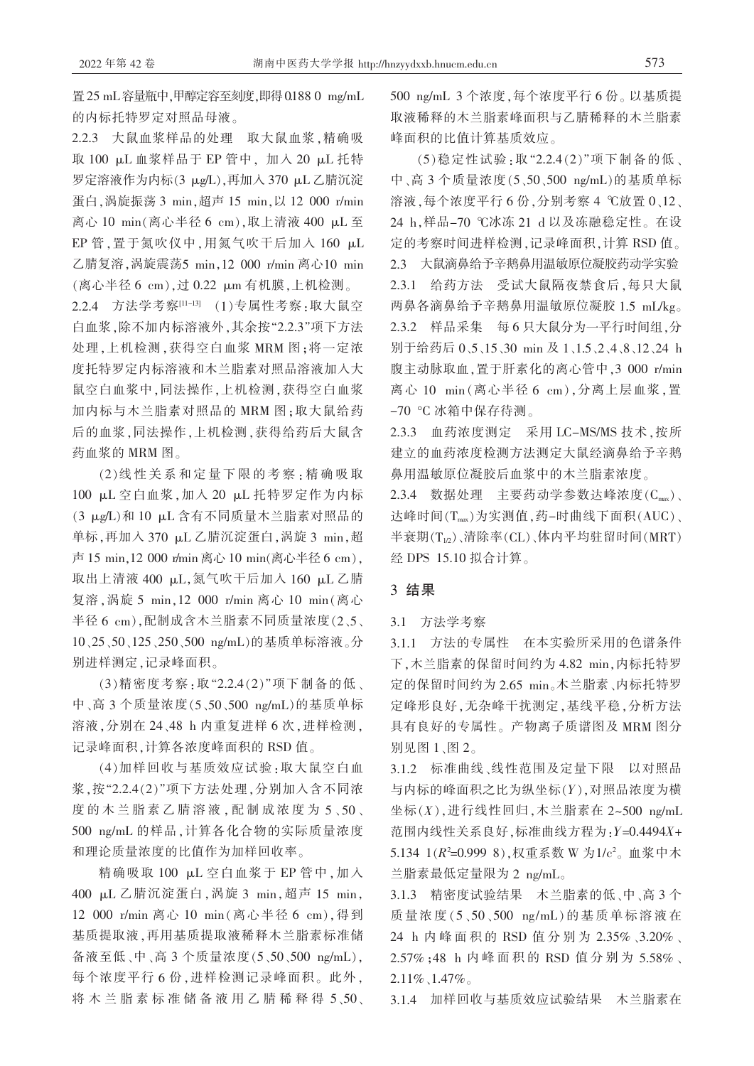置25 mL容量瓶中,甲醇定容至刻度,即得0.188 0 mg/mL的内标托特罗定对照品母液。

2.2.3 大鼠血浆样品的处理 取大鼠血浆,精确吸取 100 μL 血浆样品于 EP 管中, 加入 20 μL 托特罗定溶液作为内标(3 μg/L),再加入 370 μL 乙腈沉淀蛋白,涡旋振荡 3 min,超声 15 min,以 12 000 r/min 离心 10 min(离心半径 6 cm),取上清液 400 μL 至 EP 管,置于氮吹仪中,用氮气吹干后加入 160 μL 乙腈复溶,涡旋震荡5 min,12 000 r/min 离心10 min (离心半径 6 cm),过 0.22 μm 有机膜,上机检测。

2.2.4 方法学考察[11-13] (1)专属性考察:取大鼠空白血浆,除不加内标溶液外,其余按"2.2.3"项下方法处理,上机检测,获得空白血浆 MRM 图;将一定浓度托特罗定内标溶液和木兰脂素对照品溶液加入大鼠空白血浆中,同法操作,上机检测,获得空白血浆加内标与木兰脂素对照品的 MRM 图;取大鼠给药后的血浆,同法操作,上机检测,获得给药后大鼠含药血浆的 MRM 图。

(2)线性关系和定量下限的考察:精确吸取 100 μL 空白血浆,加入 20 μL 托特罗定作为内标(3 μg/L)和 10 μL 含有不同质量木兰脂素对照品的单标,再加入 370 μL 乙腈沉淀蛋白,涡旋 3 min,超声 15 min,12 000 r/min 离心 10 min(离心半径 6 cm),取出上清液 400 μL,氮气吹干后加入 160 μL 乙腈复溶,涡旋 5 min,12 000 r/min 离心 10 min(离心半径 6 cm),配制成含木兰脂素不同质量浓度(2、5、10、25、50、125、250、500 ng/mL)的基质单标溶液。分别进样测定,记录峰面积。

(3)精密度考察:取"2.2.4(2)"项下制备的低、中、高 3 个质量浓度(5、50、500 ng/mL)的基质单标溶液,分别在 24、48 h 内重复进样 6 次,进行检测,记录峰面积,计算各浓度峰面积的 RSD 值。

(4)加样回收与基质效应试验:取大鼠空白血浆,按"2.2.4(2)"项下方法处理,分别加入含不同浓度的木兰脂素乙腈溶液,配制成浓度为 5、50、500 ng/mL 的样品,计算各化合物的实际质量浓度和理论质量浓度的比值作为加样回收率。

精确吸取 100 μL 空白血浆于 EP 管中,加入 400 μL 乙腈沉淀蛋白,涡旋 3 min,超声 15 min,12 000 r/min 离心 10 min(离心半径 6 cm),得到基质提取液,再用基质提取液稀释木兰脂素标准储备液至低、中、高 3 个质量浓度(5、50、500 ng/mL),每个浓度平行 6 份,进样检测记录峰面积。此外,将木兰脂素标准储备液用乙腈稀释得 5、50、500 ng/mL 3 个浓度,每个浓度平行 6 份。以基质提取液稀释的木兰脂素峰面积与乙腈稀释的木兰脂素峰面积的比值计算基质效应。

(5)稳定性试验:取"2.2.4(2)"项下制备的低、中、高 3 个质量浓度(5、50、500 ng/mL)的基质单标溶液,每个浓度平行 6 份,分别考察 4 ℃放置 0、12、24 h,样品–70 ℃冰冻 21 d 以及冻融稳定性。在设定的考察时间进样检测,记录峰面积,计算 RSD 值。

2.3 大鼠滴鼻给予辛鹅鼻用温敏原位凝胶药动学实验

2.3.1 给药方法 受试大鼠隔夜禁食后,每只大鼠两鼻各滴鼻给予辛鹅鼻用温敏原位凝胶 1.5 mL/kg。

2.3.2 样品采集 每 6 只大鼠分为一平行时间组,分别于给药后 0、5、15、30 min 及 1、1.5、2、4、8、12、24 h 腹主动脉取血,置于肝素化的离心管中,3 000 r/min 离心 10 min(离心半径 6 cm),分离上层血浆,置 –70 °C 冰箱中保存待测。

2.3.3 血药浓度测定 采用 LC-MS/MS 技术,按所建立的血药浓度检测方法测定大鼠经滴鼻给予辛鹅鼻用温敏原位凝胶后血浆中的木兰脂素浓度。

2.3.4 数据处理 主要药动学参数达峰浓度($C_{max}$)、达峰时间($T_{max}$)为实测值,药–时曲线下面积(AUC)、半衰期($T_{1/2}$)、清除率(CL)、体内平均驻留时间(MRT)经 DPS 15.10 拟合计算。

## 3 结果

3.1 方法学考察

3.1.1 方法的专属性 在本实验所采用的色谱条件下,木兰脂素的保留时间约为 4.82 min,内标托特罗定的保留时间约为 2.65 min。木兰脂素、内标托特罗定峰形良好,无杂峰干扰测定,基线平稳,分析方法具有良好的专属性。产物离子质谱图及 MRM 图分别见图 1、图 2。

3.1.2 标准曲线、线性范围及定量下限 以对照品与内标的峰面积之比为纵坐标($Y$),对照品浓度为横坐标($X$),进行线性回归,木兰脂素在 2~500 ng/mL 范围内线性关系良好,标准曲线方程为:$Y$=0.4494$X$+5.134 1($R^2$=0.999 8),权重系数 W 为$1/c^2$。血浆中木兰脂素最低定量限为 2 ng/mL。

3.1.3 精密度试验结果 木兰脂素的低、中、高 3 个质量浓度(5、50、500 ng/mL)的基质单标溶液在 24 h 内峰面积的 RSD 值分别为 2.35%、3.20%、2.57%;48 h 内峰面积的 RSD 值分别为 5.58%、2.11%、1.47%。

3.1.4 加样回收与基质效应试验结果 木兰脂素在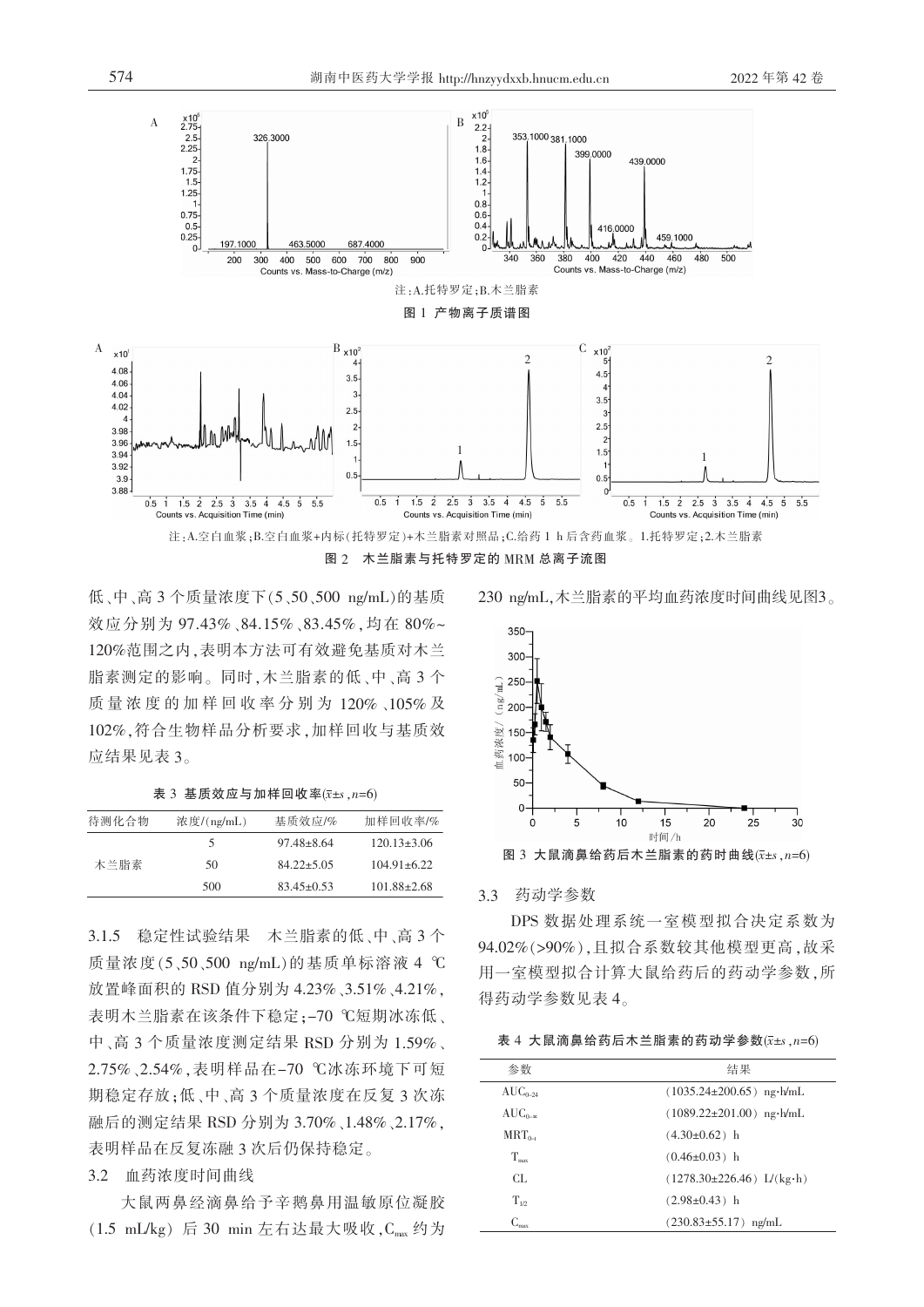注：A.托特罗定；B.木兰脂素

图 1 产物离子质谱图

注：A.空白血浆；B.空白血浆+内标（托特罗定）+木兰脂素对照品；C.给药 1 h 后含药血浆。1.托特罗定；2.木兰脂素

图 2 木兰脂素与托特罗定的 MRM 总离子流图

低、中、高 3 个质量浓度下（5、50、500 ng/mL）的基质效应分别为 97.43%、84.15%、83.45%，均在 80%~120%范围之内，表明本方法可有效避免基质对木兰脂素测定的影响。同时，木兰脂素的低、中、高 3 个质量浓度的加样回收率分别为 120%、105%及 102%，符合生物样品分析要求，加样回收与基质效应结果见表 3。

表 3 基质效应与加样回收率（$\bar{x}\pm s$，$n$=6）

| 待测化合物 | 浓度/(ng/mL) | 基质效应/% | 加样回收率/% |
|---|---|---|---|
| 木兰脂素 | 5 | 97.48±8.64 | 120.13±3.06 |
| | 50 | 84.22±5.05 | 104.91±6.22 |
| | 500 | 83.45±0.53 | 101.88±2.68 |

3.1.5 稳定性试验结果 木兰脂素的低、中、高 3 个质量浓度（5、50、500 ng/mL）的基质单标溶液 4 ℃放置峰面积的 RSD 值分别为 4.23%、3.51%、4.21%，表明木兰脂素在该条件下稳定；-70 ℃短期冰冻低、中、高 3 个质量浓度测定结果 RSD 分别为 1.59%、2.75%、2.54%，表明样品在-70 ℃冰冻环境下可短期稳定存放；低、中、高 3 个质量浓度在反复 3 次冻融后的测定结果 RSD 分别为 3.70%、1.48%、2.17%，表明样品在反复冻融 3 次后仍保持稳定。

### 3.2 血药浓度时间曲线

大鼠两鼻经滴鼻给予辛鹅鼻用温敏原位凝胶（1.5 mL/kg）后 30 min 左右达最大吸收，$C_{max}$ 约为 230 ng/mL，木兰脂素的平均血药浓度时间曲线见图3。

图 3 大鼠滴鼻给药后木兰脂素的药时曲线（$\bar{x}\pm s$，$n$=6）

### 3.3 药动学参数

DPS 数据处理系统一室模型拟合决定系数为 94.02%（>90%），且拟合系数较其他模型更高，故采用一室模型拟合计算大鼠给药后的药动学参数，所得药动学参数见表 4。

表 4 大鼠滴鼻给药后木兰脂素的药动学参数（$\bar{x}\pm s$，$n$=6）

| 参数 | 结果 |
|---|---|
| $AUC_{0-24}$ | （1035.24±200.65）ng·h/mL |
| $AUC_{0-\infty}$ | （1089.22±201.00）ng·h/mL |
| $MRT_{0-t}$ | （4.30±0.62）h |
| $T_{max}$ | （0.46±0.03）h |
| CL | （1278.30±226.46）L/(kg·h) |
| $T_{1/2}$ | （2.98±0.43）h |
| $C_{max}$ | （230.83±55.17）ng/mL |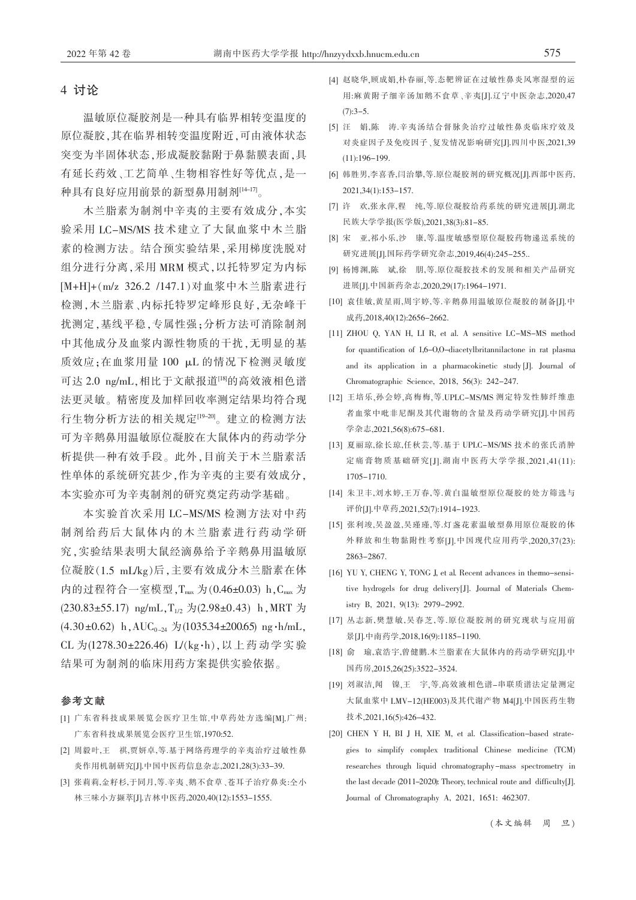## 4 讨论

温敏原位凝胶剂是一种具有临界相转变温度的原位凝胶，其在临界相转变温度附近，可由液体状态突变为半固体状态，形成凝胶黏附于鼻黏膜表面，具有延长药效、工艺简单、生物相容性好等优点，是一种具有良好应用前景的新型鼻用制剂[14-17]。

木兰脂素为制剂中辛夷的主要有效成分，本实验采用 LC-MS/MS 技术建立了大鼠血浆中木兰脂素的检测方法。结合预实验结果，采用梯度洗脱对组分进行分离，采用 MRM 模式，以托特罗定为内标 $[M+H]^+$(m/z 326.2 /147.1)对血浆中木兰脂素进行检测，木兰脂素、内标托特罗定峰形良好，无杂峰干扰测定，基线平稳，专属性强；分析方法可消除制剂中其他成分及血浆内源性物质的干扰，无明显的基质效应；在血浆用量 100 μL 的情况下检测灵敏度可达 2.0 ng/mL，相比于文献报道[18]的高效液相色谱法更灵敏。精密度及加样回收率测定结果均符合现行生物分析方法的相关规定[19-20]。建立的检测方法可为辛鹅鼻用温敏原位凝胶在大鼠体内的药动学分析提供一种有效手段。此外，目前关于木兰脂素活性单体的系统研究甚少，作为辛夷的主要有效成分，本实验亦可为辛夷制剂的研究奠定药动学基础。

本实验首次采用 LC-MS/MS 检测方法对中药制剂给药后大鼠体内的木兰脂素进行药动学研究，实验结果表明大鼠经滴鼻给予辛鹅鼻用温敏原位凝胶(1.5 mL/kg)后，主要有效成分木兰脂素在体内的过程符合一室模型，$T_{max}$ 为(0.46±0.03) h，$C_{max}$ 为(230.83±55.17) ng/mL，$T_{1/2}$ 为(2.98±0.43) h，MRT 为(4.30±0.62) h，$AUC_{0-24}$ 为(1035.34±200.65) ng·h/mL，CL 为(1278.30±226.46) L/(kg·h)，以上药动学实验结果可为制剂的临床用药方案提供实验依据。

## 参考文献

[1] 广东省科技成果展览会医疗卫生馆.中草药处方选编[M].广州：广东省科技成果展览会医疗卫生馆,1970:52.

[2] 周毅叶,王 祺,贾妍卓,等.基于网络药理学的辛夷治疗过敏性鼻炎作用机制研究[J].中国中医药信息杂志,2021,28(3):33-39.

[3] 张莉莉,金籽杉,于同月,等.辛夷、鹅不食草、苍耳子治疗鼻炎:仝小林三味小方撷萃[J].吉林中医药,2020,40(12):1553-1555.

[4] 赵晓华,顾成娟,朴春丽,等.态靶辨证在过敏性鼻炎风寒湿型的运用:麻黄附子细辛汤加鹅不食草、辛夷[J].辽宁中医杂志,2020,47(7):3-5.

[5] 汪 娟,陈 涛.辛夷汤结合督脉灸治疗过敏性鼻炎临床疗效及对炎症因子及免疫因子、复发情况影响研究[J].四川中医,2021,39(11):196-199.

[6] 韩胜男,李喜香,闫治攀,等.原位凝胶剂的研究概况[J].西部中医药,2021,34(1):153-157.

[7] 许 欢,张永萍,程 纯,等.原位凝胶给药系统的研究进展[J].湖北民族大学学报(医学版),2021,38(3):81-85.

[8] 宋 亚,祁小乐,沙 康,等.温度敏感型原位凝胶药物递送系统的研究进展[J].国际药学研究杂志,2019,46(4):245-255..

[9] 杨博渊,陈 斌,徐 朋,等.原位凝胶技术的发展和相关产品研究进展[J].中国新药杂志,2020,29(17):1964-1971.

[10] 袁佳敏,黄星雨,周宇婷,等.辛鹅鼻用温敏原位凝胶的制备[J].中成药,2018,40(12):2656-2662.

[11] ZHOU Q, YAN H, LI R, et al. A sensitive LC-MS-MS method for quantification of 1,6-O,O-diacetylbritannilactone in rat plasma and its application in a pharmacokinetic study[J]. Journal of Chromatographic Science, 2018, 56(3): 242-247.

[12] 王培乐,孙会婷,高梅梅,等.UPLC-MS/MS 测定特发性肺纤维患者血浆中吡非尼酮及其代谢物的含量及药动学研究[J].中国药学杂志,2021,56(8):675-681.

[13] 夏丽琼,徐长琼,任秋芸,等.基于 UPLC-MS/MS 技术的张氏消肿定痛膏物质基础研究[J].湖南中医药大学学报,2021,41(11):1705-1710.

[14] 朱卫丰,刘水婷,王万春,等.黄白温敏型原位凝胶的处方筛选与评价[J].中草药,2021,52(7):1914-1923.

[15] 张利姣,吴盈盈,吴瑾瑾,等.灯盏花素温敏型鼻用原位凝胶的体外释放和生物黏附性考察[J].中国现代应用药学,2020,37(23):2863-2867.

[16] YU Y, CHENG Y, TONG J, et al. Recent advances in thermo-sensitive hydrogels for drug delivery[J]. Journal of Materials Chemistry B, 2021, 9(13): 2979-2992.

[17] 丛志新,樊慧敏,吴春芝,等.原位凝胶剂的研究现状与应用前景[J].中南药学,2018,16(9):1185-1190.

[18] 俞 瑜,袁浩宇,曾健鹏.木兰脂素在大鼠体内的药动学研究[J].中国药房,2015,26(25):3522-3524.

[19] 刘淑洁,闻 镍,王 宇,等.高效液相色谱-串联质谱法定量测定大鼠血浆中 LMV-12(HE003)及其代谢产物 M4[J].中国医药生物技术,2021,16(5):426-432.

[20] CHEN Y H, BI J H, XIE M, et al. Classification-based strategies to simplify complex traditional Chinese medicine (TCM) researches through liquid chromatography-mass spectrometry in the last decade (2011-2020): Theory, technical route and difficulty[J]. Journal of Chromatography A, 2021, 1651: 462307.

（本文编辑 周 旦）